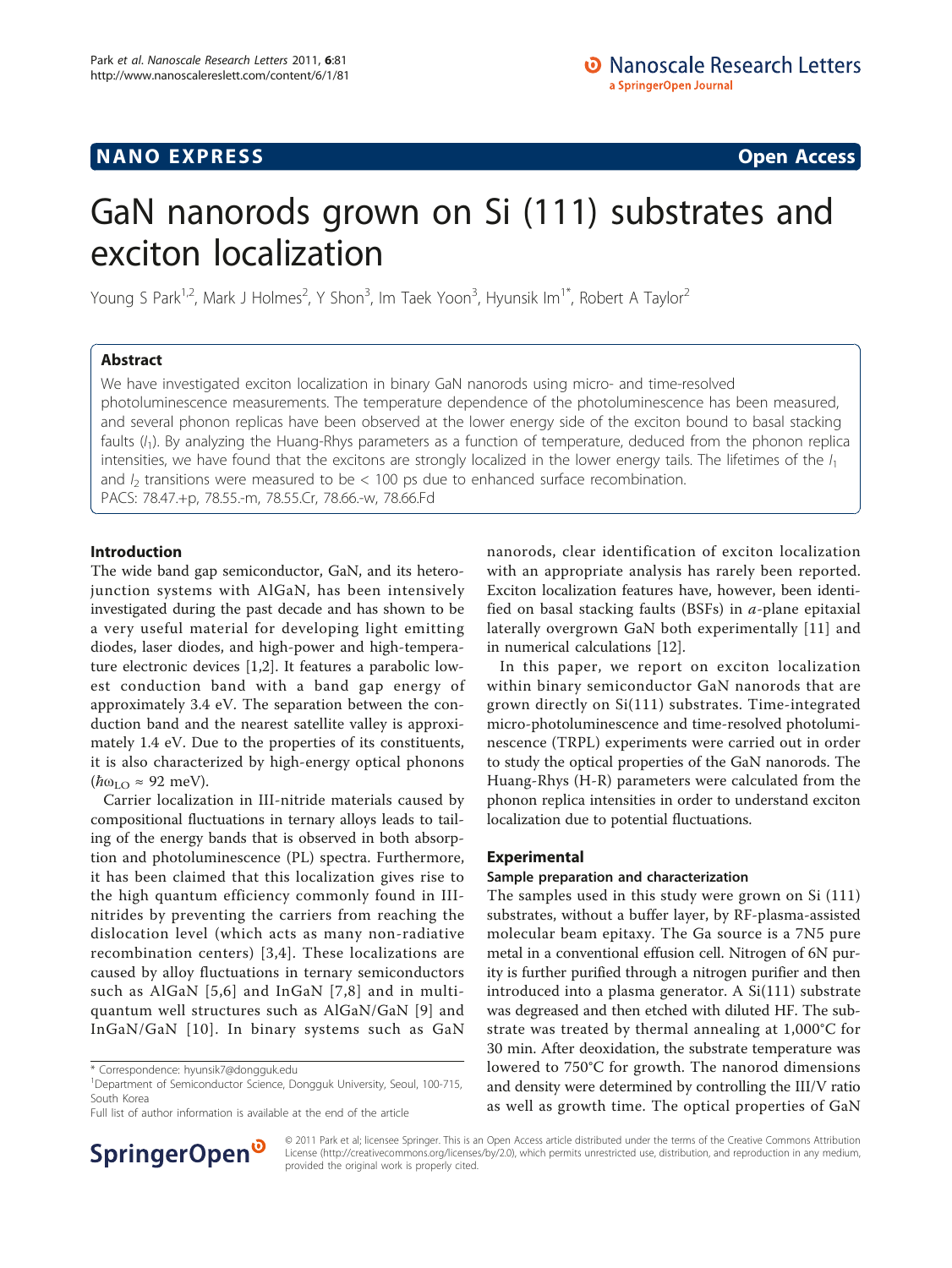**NANO EXPRESS** **Open Access**

# GaN nanorods grown on Si (111) substrates and exciton localization

Young S Park[1,2], Mark J Holmes[2], Y Shon[3], Im Taek Yoon[3], Hyunsik Im[1*], Robert A Taylor[2]

## Abstract

We have investigated exciton localization in binary GaN nanorods using micro- and time-resolved photoluminescence measurements. The temperature dependence of the photoluminescence has been measured, and several phonon replicas have been observed at the lower energy side of the exciton bound to basal stacking faults ($I_1$). By analyzing the Huang-Rhys parameters as a function of temperature, deduced from the phonon replica intensities, we have found that the excitons are strongly localized in the lower energy tails. The lifetimes of the $I_1$ and $I_2$ transitions were measured to be < 100 ps due to enhanced surface recombination.

PACS: 78.47.+p, 78.55.-m, 78.55.Cr, 78.66.-w, 78.66.Fd

## Introduction

The wide band gap semiconductor, GaN, and its heterojunction systems with AlGaN, has been intensively investigated during the past decade and has shown to be a very useful material for developing light emitting diodes, laser diodes, and high-power and high-temperature electronic devices [1,2]. It features a parabolic lowest conduction band with a band gap energy of approximately 3.4 eV. The separation between the conduction band and the nearest satellite valley is approximately 1.4 eV. Due to the properties of its constituents, it is also characterized by high-energy optical phonons ($\hbar\omega_{LO} \approx 92$ meV).

Carrier localization in III-nitride materials caused by compositional fluctuations in ternary alloys leads to tailing of the energy bands that is observed in both absorption and photoluminescence (PL) spectra. Furthermore, it has been claimed that this localization gives rise to the high quantum efficiency commonly found in III-nitrides by preventing the carriers from reaching the dislocation level (which acts as many non-radiative recombination centers) [3,4]. These localizations are caused by alloy fluctuations in ternary semiconductors such as AlGaN [5,6] and InGaN [7,8] and in multi-quantum well structures such as AlGaN/GaN [9] and InGaN/GaN [10]. In binary systems such as GaN nanorods, clear identification of exciton localization with an appropriate analysis has rarely been reported. Exciton localization features have, however, been identified on basal stacking faults (BSFs) in *a*-plane epitaxial laterally overgrown GaN both experimentally [11] and in numerical calculations [12].

In this paper, we report on exciton localization within binary semiconductor GaN nanorods that are grown directly on Si(111) substrates. Time-integrated micro-photoluminescence and time-resolved photoluminescence (TRPL) experiments were carried out in order to study the optical properties of the GaN nanorods. The Huang-Rhys (H-R) parameters were calculated from the phonon replica intensities in order to understand exciton localization due to potential fluctuations.

## Experimental

### Sample preparation and characterization

The samples used in this study were grown on Si (111) substrates, without a buffer layer, by RF-plasma-assisted molecular beam epitaxy. The Ga source is a 7N5 pure metal in a conventional effusion cell. Nitrogen of 6N purity is further purified through a nitrogen purifier and then introduced into a plasma generator. A Si(111) substrate was degreased and then etched with diluted HF. The substrate was treated by thermal annealing at 1,000°C for 30 min. After deoxidation, the substrate temperature was lowered to 750°C for growth. The nanorod dimensions and density were determined by controlling the III/V ratio as well as growth time. The optical properties of GaN

\* Correspondence: hyunsik7@dongguk.edu
[1]Department of Semiconductor Science, Dongguk University, Seoul, 100-715, South Korea
Full list of author information is available at the end of the article

© 2011 Park et al; licensee Springer. This is an Open Access article distributed under the terms of the Creative Commons Attribution License (http://creativecommons.org/licenses/by/2.0), which permits unrestricted use, distribution, and reproduction in any medium, provided the original work is properly cited.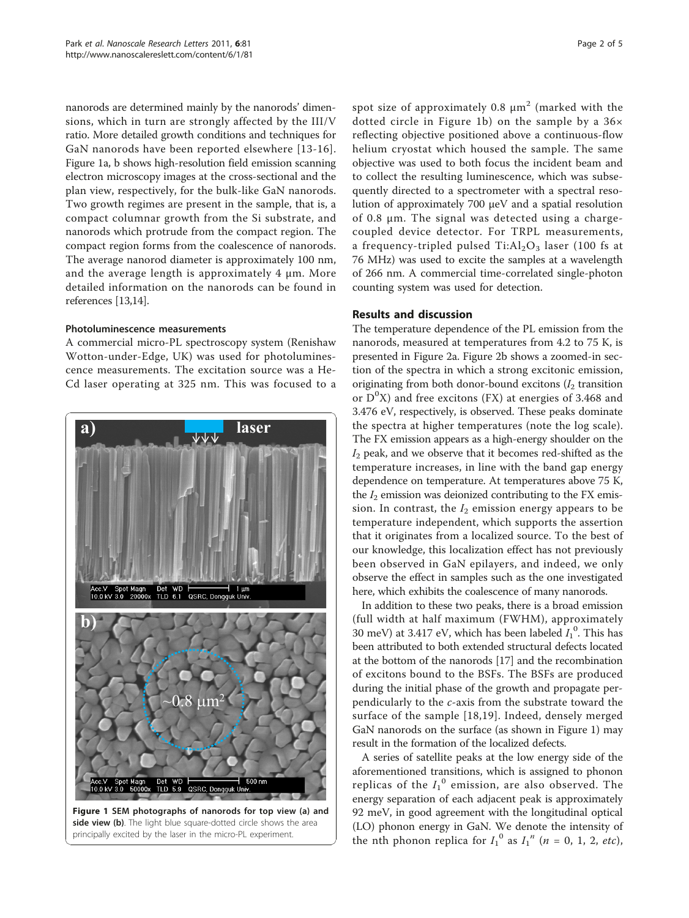nanorods are determined mainly by the nanorods' dimensions, which in turn are strongly affected by the III/V ratio. More detailed growth conditions and techniques for GaN nanorods have been reported elsewhere [13-16]. Figure 1a, b shows high-resolution field emission scanning electron microscopy images at the cross-sectional and the plan view, respectively, for the bulk-like GaN nanorods. Two growth regimes are present in the sample, that is, a compact columnar growth from the Si substrate, and nanorods which protrude from the compact region. The compact region forms from the coalescence of nanorods. The average nanorod diameter is approximately 100 nm, and the average length is approximately 4 μm. More detailed information on the nanorods can be found in references [13,14].

### Photoluminescence measurements

A commercial micro-PL spectroscopy system (Renishaw Wotton-under-Edge, UK) was used for photoluminescence measurements. The excitation source was a He-Cd laser operating at 325 nm. This was focused to a spot size of approximately 0.8 μm$^2$ (marked with the dotted circle in Figure 1b) on the sample by a 36× reflecting objective positioned above a continuous-flow helium cryostat which housed the sample. The same objective was used to both focus the incident beam and to collect the resulting luminescence, which was subsequently directed to a spectrometer with a spectral resolution of approximately 700 μeV and a spatial resolution of 0.8 μm. The signal was detected using a charge-coupled device detector. For TRPL measurements, a frequency-tripled pulsed Ti:$Al_2O_3$ laser (100 fs at 76 MHz) was used to excite the samples at a wavelength of 266 nm. A commercial time-correlated single-photon counting system was used for detection.

**Figure 1 SEM photographs of nanorods for top view (a) and side view (b)**. The light blue square-dotted circle shows the area principally excited by the laser in the micro-PL experiment.

## Results and discussion

The temperature dependence of the PL emission from the nanorods, measured at temperatures from 4.2 to 75 K, is presented in Figure 2a. Figure 2b shows a zoomed-in section of the spectra in which a strong excitonic emission, originating from both donor-bound excitons ($I_2$ transition or $D^0X$) and free excitons (FX) at energies of 3.468 and 3.476 eV, respectively, is observed. These peaks dominate the spectra at higher temperatures (note the log scale). The FX emission appears as a high-energy shoulder on the $I_2$ peak, and we observe that it becomes red-shifted as the temperature increases, in line with the band gap energy dependence on temperature. At temperatures above 75 K, the $I_2$ emission was deionized contributing to the FX emission. In contrast, the $I_2$ emission energy appears to be temperature independent, which supports the assertion that it originates from a localized source. To the best of our knowledge, this localization effect has not previously been observed in GaN epilayers, and indeed, we only observe the effect in samples such as the one investigated here, which exhibits the coalescence of many nanorods.

In addition to these two peaks, there is a broad emission (full width at half maximum (FWHM), approximately 30 meV) at 3.417 eV, which has been labeled $I_1^0$. This has been attributed to both extended structural defects located at the bottom of the nanorods [17] and the recombination of excitons bound to the BSFs. The BSFs are produced during the initial phase of the growth and propagate perpendicularly to the *c*-axis from the substrate toward the surface of the sample [18,19]. Indeed, densely merged GaN nanorods on the surface (as shown in Figure 1) may result in the formation of the localized defects.

A series of satellite peaks at the low energy side of the aforementioned transitions, which is assigned to phonon replicas of the $I_1^0$ emission, are also observed. The energy separation of each adjacent peak is approximately 92 meV, in good agreement with the longitudinal optical (LO) phonon energy in GaN. We denote the intensity of the nth phonon replica for $I_1^0$ as $I_1^n$ ($n$ = 0, 1, 2, *etc*),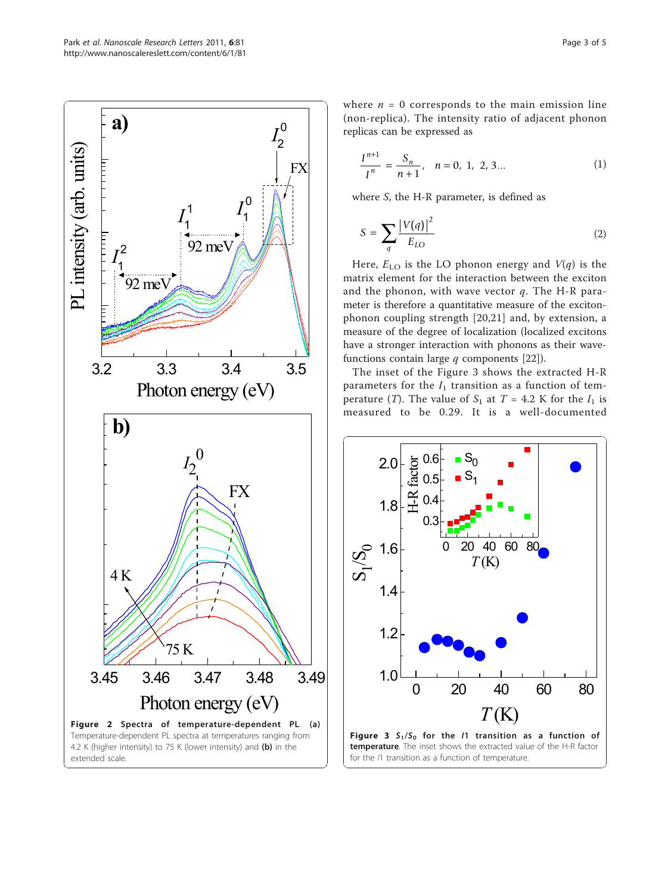where $n = 0$ corresponds to the main emission line (non-replica). The intensity ratio of adjacent phonon replicas can be expressed as

$$\frac{I^{n+1}}{I^{n}} = \frac{S_n}{n+1}, \quad n = 0,\ 1,\ 2,\ 3\ldots \tag{1}$$

where $S$, the H-R parameter, is defined as

$$S = \sum_{q} \frac{|V(q)|^2}{E_{LO}} \tag{2}$$

Here, $E_{LO}$ is the LO phonon energy and $V(q)$ is the matrix element for the interaction between the exciton and the phonon, with wave vector $q$. The H-R parameter is therefore a quantitative measure of the exciton-phonon coupling strength [20,21] and, by extension, a measure of the degree of localization (localized excitons have a stronger interaction with phonons as their wavefunctions contain large $q$ components [22]).

The inset of the Figure 3 shows the extracted H-R parameters for the $I_1$ transition as a function of temperature ($T$). The value of $S_1$ at $T = 4.2$ K for the $I_1$ is measured to be 0.29. It is a well-documented

**Figure 2 Spectra of temperature-dependent PL. (a)** Temperature-dependent PL spectra at temperatures ranging from 4.2 K (higher intensity) to 75 K (lower intensity) and **(b)** in the extended scale.

**Figure 3 $S_1/S_0$ for the $I1$ transition as a function of temperature**. The inset shows the extracted value of the H-R factor for the $I1$ transition as a function of temperature.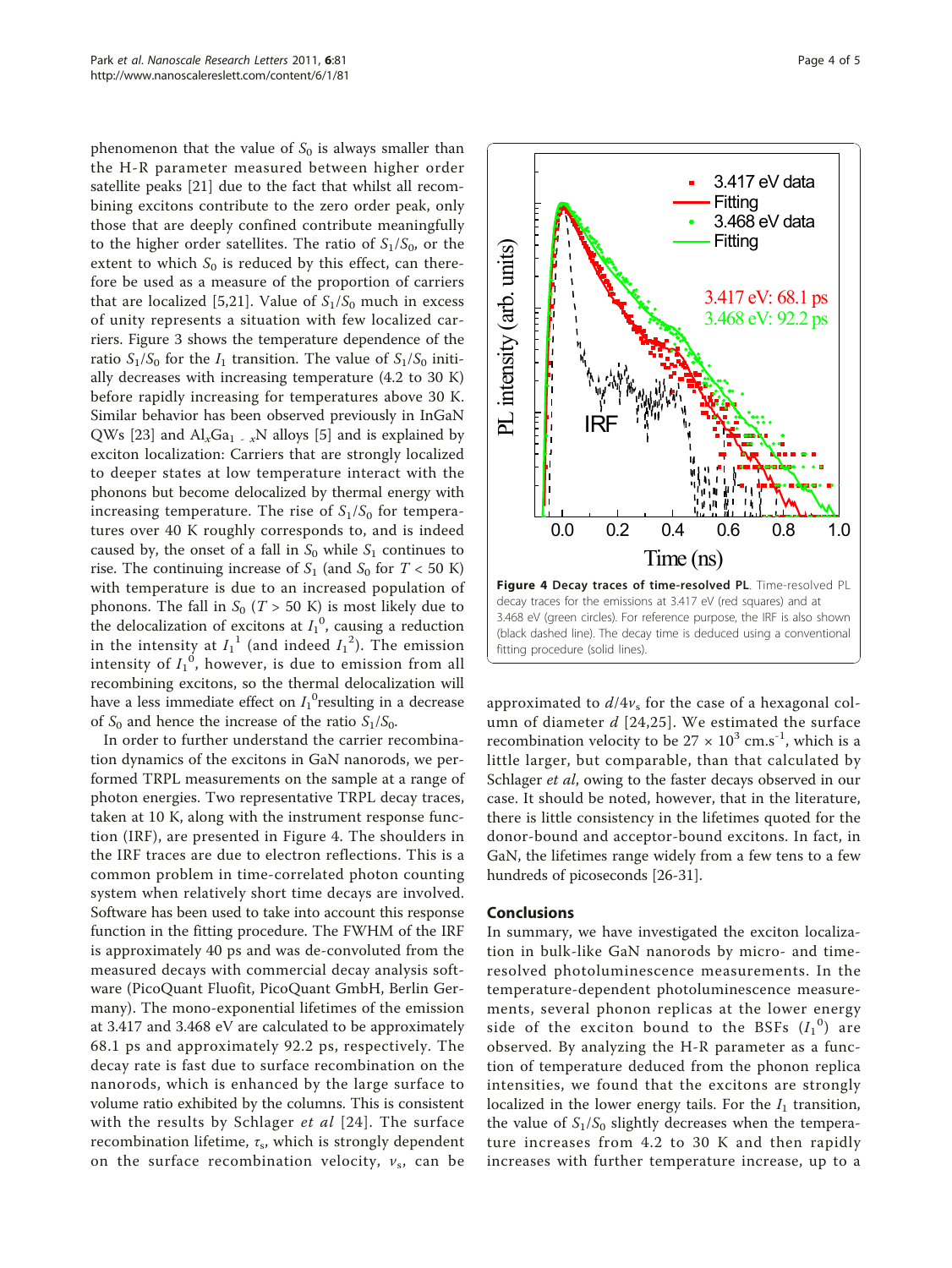phenomenon that the value of $S_0$ is always smaller than the H-R parameter measured between higher order satellite peaks [21] due to the fact that whilst all recombining excitons contribute to the zero order peak, only those that are deeply confined contribute meaningfully to the higher order satellites. The ratio of $S_1/S_0$, or the extent to which $S_0$ is reduced by this effect, can therefore be used as a measure of the proportion of carriers that are localized [5,21]. Value of $S_1/S_0$ much in excess of unity represents a situation with few localized carriers. Figure 3 shows the temperature dependence of the ratio $S_1/S_0$ for the $I_1$ transition. The value of $S_1/S_0$ initially decreases with increasing temperature (4.2 to 30 K) before rapidly increasing for temperatures above 30 K. Similar behavior has been observed previously in InGaN QWs [23] and $Al_xGa_{1-x}N$ alloys [5] and is explained by exciton localization: Carriers that are strongly localized to deeper states at low temperature interact with the phonons but become delocalized by thermal energy with increasing temperature. The rise of $S_1/S_0$ for temperatures over 40 K roughly corresponds to, and is indeed caused by, the onset of a fall in $S_0$ while $S_1$ continues to rise. The continuing increase of $S_1$ (and $S_0$ for $T < 50$ K) with temperature is due to an increased population of phonons. The fall in $S_0$ ($T > 50$ K) is most likely due to the delocalization of excitons at $I_1^0$, causing a reduction in the intensity at $I_1^1$ (and indeed $I_1^2$). The emission intensity of $I_1^0$, however, is due to emission from all recombining excitons, so the thermal delocalization will have a less immediate effect on $I_1^0$resulting in a decrease of $S_0$ and hence the increase of the ratio $S_1/S_0$.

In order to further understand the carrier recombination dynamics of the excitons in GaN nanorods, we performed TRPL measurements on the sample at a range of photon energies. Two representative TRPL decay traces, taken at 10 K, along with the instrument response function (IRF), are presented in Figure 4. The shoulders in the IRF traces are due to electron reflections. This is a common problem in time-correlated photon counting system when relatively short time decays are involved. Software has been used to take into account this response function in the fitting procedure. The FWHM of the IRF is approximately 40 ps and was de-convoluted from the measured decays with commercial decay analysis software (PicoQuant Fluofit, PicoQuant GmbH, Berlin Germany). The mono-exponential lifetimes of the emission at 3.417 and 3.468 eV are calculated to be approximately 68.1 ps and approximately 92.2 ps, respectively. The decay rate is fast due to surface recombination on the nanorods, which is enhanced by the large surface to volume ratio exhibited by the columns. This is consistent with the results by Schlager *et al* [24]. The surface recombination lifetime, $\tau_s$, which is strongly dependent on the surface recombination velocity, $v_s$, can be approximated to $d/4v_s$ for the case of a hexagonal column of diameter $d$ [24,25]. We estimated the surface recombination velocity to be $27 \times 10^3$ cm.s$^{-1}$, which is a little larger, but comparable, than that calculated by Schlager *et al*, owing to the faster decays observed in our case. It should be noted, however, that in the literature, there is little consistency in the lifetimes quoted for the donor-bound and acceptor-bound excitons. In fact, in GaN, the lifetimes range widely from a few tens to a few hundreds of picoseconds [26-31].

**Figure 4 Decay traces of time-resolved PL**. Time-resolved PL decay traces for the emissions at 3.417 eV (red squares) and at 3.468 eV (green circles). For reference purpose, the IRF is also shown (black dashed line). The decay time is deduced using a conventional fitting procedure (solid lines).

## Conclusions

In summary, we have investigated the exciton localization in bulk-like GaN nanorods by micro- and time-resolved photoluminescence measurements. In the temperature-dependent photoluminescence measurements, several phonon replicas at the lower energy side of the exciton bound to the BSFs ($I_1^0$) are observed. By analyzing the H-R parameter as a function of temperature deduced from the phonon replica intensities, we found that the excitons are strongly localized in the lower energy tails. For the $I_1$ transition, the value of $S_1/S_0$ slightly decreases when the temperature increases from 4.2 to 30 K and then rapidly increases with further temperature increase, up to a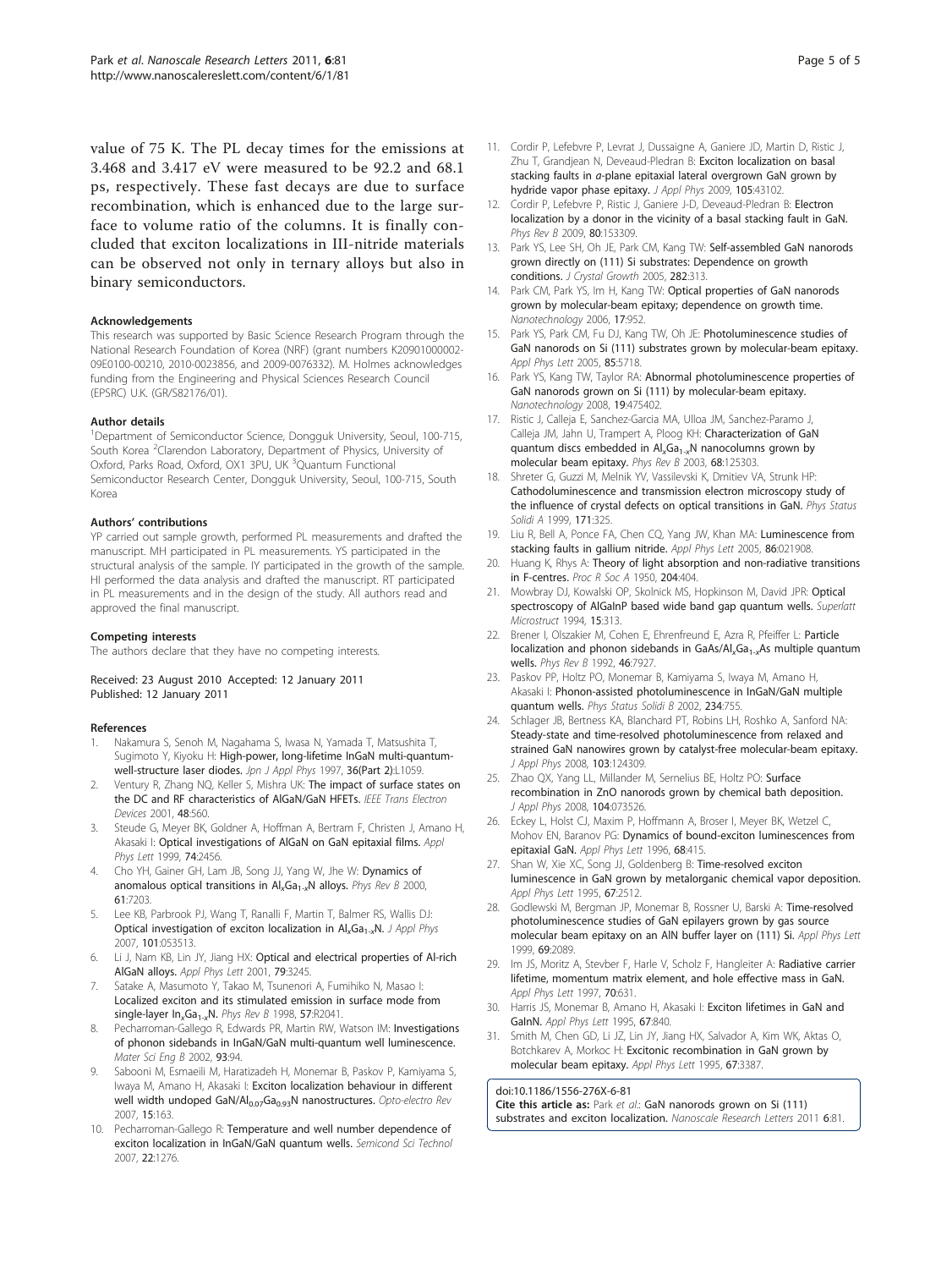value of 75 K. The PL decay times for the emissions at 3.468 and 3.417 eV were measured to be 92.2 and 68.1 ps, respectively. These fast decays are due to surface recombination, which is enhanced due to the large surface to volume ratio of the columns. It is finally concluded that exciton localizations in III-nitride materials can be observed not only in ternary alloys but also in binary semiconductors.

#### Acknowledgements

This research was supported by Basic Science Research Program through the National Research Foundation of Korea (NRF) (grant numbers K20901000002-09E0100-00210, 2010-0023856, and 2009-0076332). M. Holmes acknowledges funding from the Engineering and Physical Sciences Research Council (EPSRC) U.K. (GR/S82176/01).

#### Author details

[1]Department of Semiconductor Science, Dongguk University, Seoul, 100-715, South Korea [2]Clarendon Laboratory, Department of Physics, University of Oxford, Parks Road, Oxford, OX1 3PU, UK [3]Quantum Functional Semiconductor Research Center, Dongguk University, Seoul, 100-715, South Korea

#### Authors' contributions

YP carried out sample growth, performed PL measurements and drafted the manuscript. MH participated in PL measurements. YS participated in the structural analysis of the sample. IY participated in the growth of the sample. HI performed the data analysis and drafted the manuscript. RT participated in PL measurements and in the design of the study. All authors read and approved the final manuscript.

#### Competing interests

The authors declare that they have no competing interests.

Received: 23 August 2010 Accepted: 12 January 2011
Published: 12 January 2011

#### References

1. Nakamura S, Senoh M, Nagahama S, Iwasa N, Yamada T, Matsushita T, Sugimoto Y, Kiyoku H: **High-power, long-lifetime InGaN multi-quantum-well-structure laser diodes.** *Jpn J Appl Phys* 1997, **36(Part 2)**:L1059.
2. Ventury R, Zhang NQ, Keller S, Mishra UK: **The impact of surface states on the DC and RF characteristics of AlGaN/GaN HFETs.** *IEEE Trans Electron Devices* 2001, **48**:560.
3. Steude G, Meyer BK, Goldner A, Hoffman A, Bertram F, Christen J, Amano H, Akasaki I: **Optical investigations of AlGaN on GaN epitaxial films.** *Appl Phys Lett* 1999, **74**:2456.
4. Cho YH, Gainer GH, Lam JB, Song JJ, Yang W, Jhe W: **Dynamics of anomalous optical transitions in $Al_xGa_{1-x}N$ alloys.** *Phys Rev B* 2000, **61**:7203.
5. Lee KB, Parbrook PJ, Wang T, Ranalli F, Martin T, Balmer RS, Wallis DJ: **Optical investigation of exciton localization in $Al_xGa_{1-x}N$.** *J Appl Phys* 2007, **101**:053513.
6. Li J, Nam KB, Lin JY, Jiang HX: **Optical and electrical properties of Al-rich AlGaN alloys.** *Appl Phys Lett* 2001, **79**:3245.
7. Satake A, Masumoto Y, Takao M, Tsunenori A, Fumihiko N, Masao I: **Localized exciton and its stimulated emission in surface mode from single-layer $In_xGa_{1-x}N$.** *Phys Rev B* 1998, **57**:R2041.
8. Pecharroman-Gallego R, Edwards PR, Martin RW, Watson IM: **Investigations of phonon sidebands in InGaN/GaN multi-quantum well luminescence.** *Mater Sci Eng B* 2002, **93**:94.
9. Sabooni M, Esmaeili M, Haratizadeh H, Monemar B, Paskov P, Kamiyama S, Iwaya M, Amano H, Akasaki I: **Exciton localization behaviour in different well width undoped $GaN/Al_{0.07}Ga_{0.93}N$ nanostructures.** *Opto-electro Rev* 2007, **15**:163.
10. Pecharroman-Gallego R: **Temperature and well number dependence of exciton localization in InGaN/GaN quantum wells.** *Semicond Sci Technol* 2007, **22**:1276.
11. Cordir P, Lefebvre P, Levrat J, Dussaigne A, Ganiere JD, Martin D, Ristic J, Zhu T, Grandjean N, Deveaud-Pledran B: **Exciton localization on basal stacking faults in *a*-plane epitaxial lateral overgrown GaN grown by hydride vapor phase epitaxy.** *J Appl Phys* 2009, **105**:43102.
12. Cordir P, Lefebvre P, Ristic J, Ganiere J-D, Deveaud-Pledran B: **Electron localization by a donor in the vicinity of a basal stacking fault in GaN.** *Phys Rev B* 2009, **80**:153309.
13. Park YS, Lee SH, Oh JE, Park CM, Kang TW: **Self-assembled GaN nanorods grown directly on (111) Si substrates: Dependence on growth conditions.** *J Crystal Growth* 2005, **282**:313.
14. Park CM, Park YS, Im H, Kang TW: **Optical properties of GaN nanorods grown by molecular-beam epitaxy; dependence on growth time.** *Nanotechnology* 2006, **17**:952.
15. Park YS, Park CM, Fu DJ, Kang TW, Oh JE: **Photoluminescence studies of GaN nanorods on Si (111) substrates grown by molecular-beam epitaxy.** *Appl Phys Lett* 2005, **85**:5718.
16. Park YS, Kang TW, Taylor RA: **Abnormal photoluminescence properties of GaN nanorods grown on Si (111) by molecular-beam epitaxy.** *Nanotechnology* 2008, **19**:475402.
17. Ristic J, Calleja E, Sanchez-Garcia MA, Ulloa JM, Sanchez-Paramo J, Calleja JM, Jahn U, Trampert A, Ploog KH: **Characterization of GaN quantum discs embedded in $Al_xGa_{1-x}N$ nanocolumns grown by molecular beam epitaxy.** *Phys Rev B* 2003, **68**:125303.
18. Shreter G, Guzzi M, Melnik YV, Vassilevski K, Dmitiev VA, Strunk HP: **Cathodoluminescence and transmission electron microscopy study of the influence of crystal defects on optical transitions in GaN.** *Phys Status Solidi A* 1999, **171**:325.
19. Liu R, Bell A, Ponce FA, Chen CQ, Yang JW, Khan MA: **Luminescence from stacking faults in gallium nitride.** *Appl Phys Lett* 2005, **86**:021908.
20. Huang K, Rhys A: **Theory of light absorption and non-radiative transitions in F-centres.** *Proc R Soc A* 1950, **204**:404.
21. Mowbray DJ, Kowalski OP, Skolnick MS, Hopkinson M, David JPR: **Optical spectroscopy of AlGaInP based wide band gap quantum wells.** *Superlatt Microstruct* 1994, **15**:313.
22. Brener I, Olszakier M, Cohen E, Ehrenfreund E, Azra R, Pfeiffer L: **Particle localization and phonon sidebands in $GaAs/Al_xGa_{1-x}As$ multiple quantum wells.** *Phys Rev B* 1992, **46**:7927.
23. Paskov PP, Holtz PO, Monemar B, Kamiyama S, Iwaya M, Amano H, Akasaki I: **Phonon-assisted photoluminescence in InGaN/GaN multiple quantum wells.** *Phys Status Solidi B* 2002, **234**:755.
24. Schlager JB, Bertness KA, Blanchard PT, Robins LH, Roshko A, Sanford NA: **Steady-state and time-resolved photoluminescence from relaxed and strained GaN nanowires grown by catalyst-free molecular-beam epitaxy.** *J Appl Phys* 2008, **103**:124309.
25. Zhao QX, Yang LL, Millander M, Sernelius BE, Holtz PO: **Surface recombination in ZnO nanorods grown by chemical bath deposition.** *J Appl Phys* 2008, **104**:073526.
26. Eckey L, Holst CJ, Maxim P, Hoffmann A, Broser I, Meyer BK, Wetzel C, Mohov EN, Baranov PG: **Dynamics of bound-exciton luminescences from epitaxial GaN.** *Appl Phys Lett* 1996, **68**:415.
27. Shan W, Xie XC, Song JJ, Goldenberg B: **Time-resolved exciton luminescence in GaN grown by metalorganic chemical vapor deposition.** *Appl Phys Lett* 1995, **67**:2512.
28. Godlewski M, Bergman JP, Monemar B, Rossner U, Barski A: **Time-resolved photoluminescence studies of GaN epilayers grown by gas source molecular beam epitaxy on an AlN buffer layer on (111) Si.** *Appl Phys Lett* 1999, **69**:2089.
29. Im JS, Moritz A, Stevber F, Harle V, Scholz F, Hangleiter A: **Radiative carrier lifetime, momentum matrix element, and hole effective mass in GaN.** *Appl Phys Lett* 1997, **70**:631.
30. Harris JS, Monemar B, Amano H, Akasaki I: **Exciton lifetimes in GaN and GaInN.** *Appl Phys Lett* 1995, **67**:840.
31. Smith M, Chen GD, Li JZ, Lin JY, Jiang HX, Salvador A, Kim WK, Aktas O, Botchkarev A, Morkoc H: **Excitonic recombination in GaN grown by molecular beam epitaxy.** *Appl Phys Lett* 1995, **67**:3387.

doi:10.1186/1556-276X-6-81
**Cite this article as:** Park *et al.*: GaN nanorods grown on Si (111) substrates and exciton localization. *Nanoscale Research Letters* 2011 **6**:81.